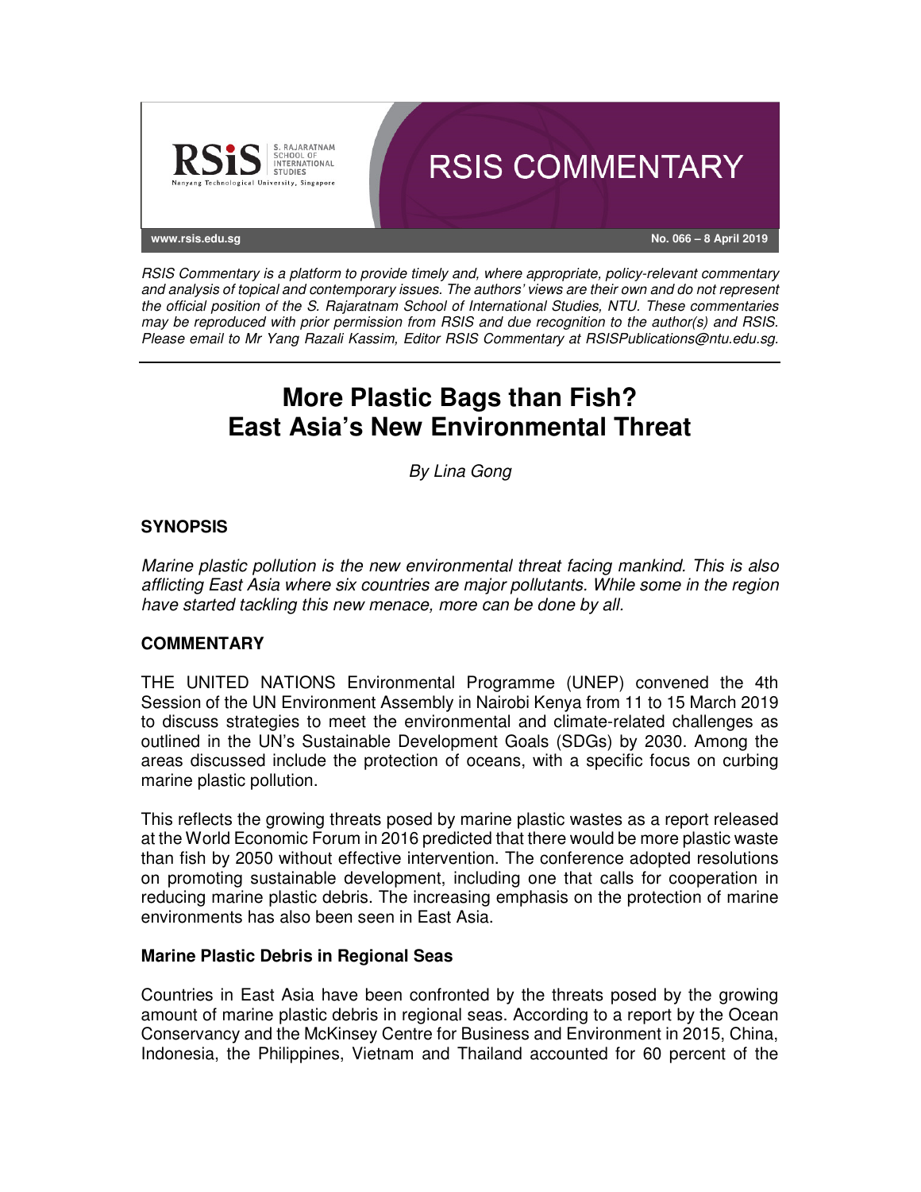RSIS COMMENTARY

www.rsis.edu.sg

No. 066 – 8 April 2019

*RSIS Commentary is a platform to provide timely and, where appropriate, policy-relevant commentary and analysis of topical and contemporary issues. The authors' views are their own and do not represent the official position of the S. Rajaratnam School of International Studies, NTU. These commentaries may be reproduced with prior permission from RSIS and due recognition to the author(s) and RSIS. Please email to Mr Yang Razali Kassim, Editor RSIS Commentary at RSISPublications@ntu.edu.sg.*

# More Plastic Bags than Fish? East Asia's New Environmental Threat

*By Lina Gong*

## SYNOPSIS

*Marine plastic pollution is the new environmental threat facing mankind. This is also afflicting East Asia where six countries are major pollutants. While some in the region have started tackling this new menace, more can be done by all.*

## COMMENTARY

THE UNITED NATIONS Environmental Programme (UNEP) convened the 4th Session of the UN Environment Assembly in Nairobi Kenya from 11 to 15 March 2019 to discuss strategies to meet the environmental and climate-related challenges as outlined in the UN's Sustainable Development Goals (SDGs) by 2030. Among the areas discussed include the protection of oceans, with a specific focus on curbing marine plastic pollution.

This reflects the growing threats posed by marine plastic wastes as a report released at the World Economic Forum in 2016 predicted that there would be more plastic waste than fish by 2050 without effective intervention. The conference adopted resolutions on promoting sustainable development, including one that calls for cooperation in reducing marine plastic debris. The increasing emphasis on the protection of marine environments has also been seen in East Asia.

### Marine Plastic Debris in Regional Seas

Countries in East Asia have been confronted by the threats posed by the growing amount of marine plastic debris in regional seas. According to a report by the Ocean Conservancy and the McKinsey Centre for Business and Environment in 2015, China, Indonesia, the Philippines, Vietnam and Thailand accounted for 60 percent of the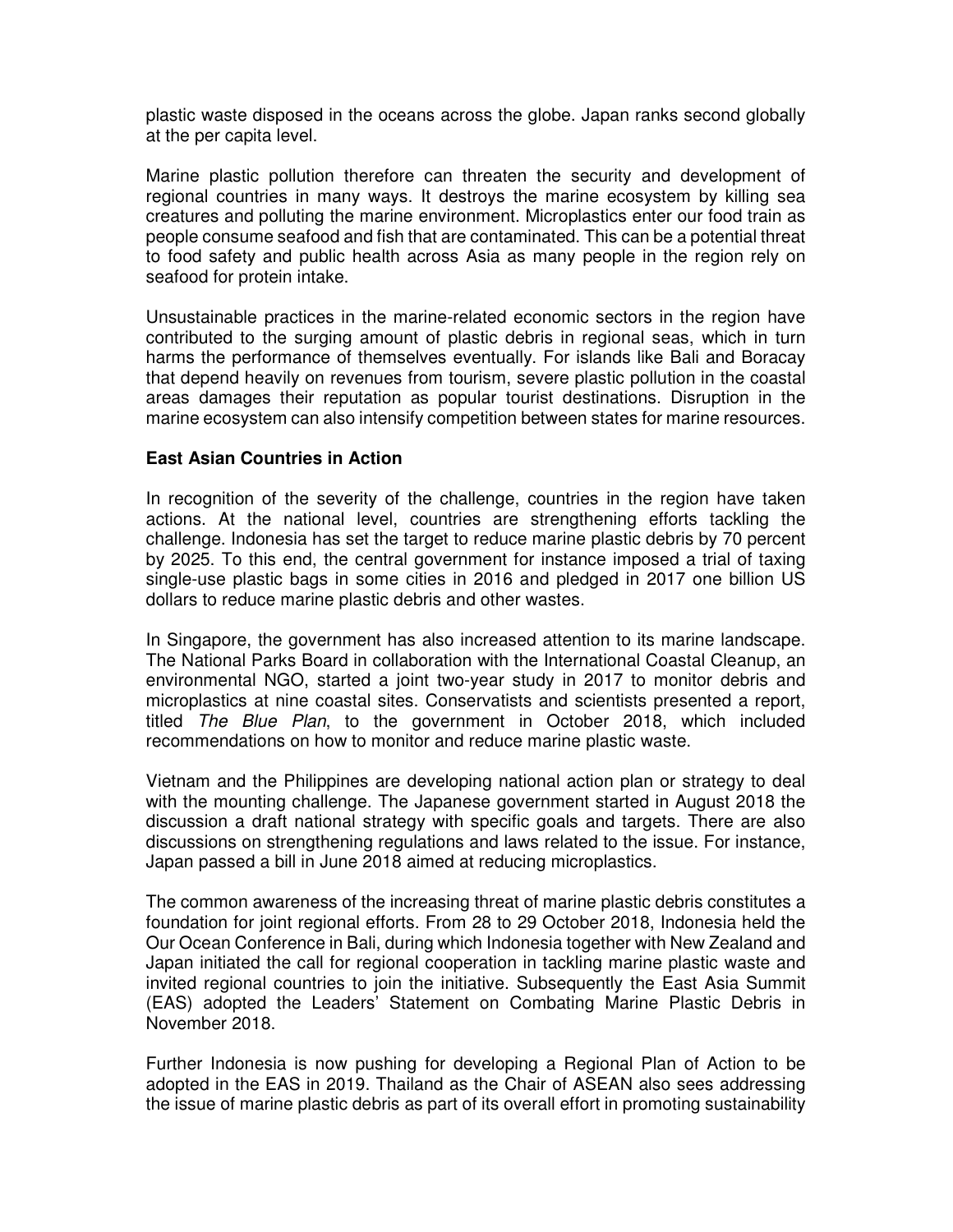plastic waste disposed in the oceans across the globe. Japan ranks second globally at the per capita level.

Marine plastic pollution therefore can threaten the security and development of regional countries in many ways. It destroys the marine ecosystem by killing sea creatures and polluting the marine environment. Microplastics enter our food train as people consume seafood and fish that are contaminated. This can be a potential threat to food safety and public health across Asia as many people in the region rely on seafood for protein intake.

Unsustainable practices in the marine-related economic sectors in the region have contributed to the surging amount of plastic debris in regional seas, which in turn harms the performance of themselves eventually. For islands like Bali and Boracay that depend heavily on revenues from tourism, severe plastic pollution in the coastal areas damages their reputation as popular tourist destinations. Disruption in the marine ecosystem can also intensify competition between states for marine resources.

**East Asian Countries in Action**

In recognition of the severity of the challenge, countries in the region have taken actions. At the national level, countries are strengthening efforts tackling the challenge. Indonesia has set the target to reduce marine plastic debris by 70 percent by 2025. To this end, the central government for instance imposed a trial of taxing single-use plastic bags in some cities in 2016 and pledged in 2017 one billion US dollars to reduce marine plastic debris and other wastes.

In Singapore, the government has also increased attention to its marine landscape. The National Parks Board in collaboration with the International Coastal Cleanup, an environmental NGO, started a joint two-year study in 2017 to monitor debris and microplastics at nine coastal sites. Conservatists and scientists presented a report, titled *The Blue Plan*, to the government in October 2018, which included recommendations on how to monitor and reduce marine plastic waste.

Vietnam and the Philippines are developing national action plan or strategy to deal with the mounting challenge. The Japanese government started in August 2018 the discussion a draft national strategy with specific goals and targets. There are also discussions on strengthening regulations and laws related to the issue. For instance, Japan passed a bill in June 2018 aimed at reducing microplastics.

The common awareness of the increasing threat of marine plastic debris constitutes a foundation for joint regional efforts. From 28 to 29 October 2018, Indonesia held the Our Ocean Conference in Bali, during which Indonesia together with New Zealand and Japan initiated the call for regional cooperation in tackling marine plastic waste and invited regional countries to join the initiative. Subsequently the East Asia Summit (EAS) adopted the Leaders' Statement on Combating Marine Plastic Debris in November 2018.

Further Indonesia is now pushing for developing a Regional Plan of Action to be adopted in the EAS in 2019. Thailand as the Chair of ASEAN also sees addressing the issue of marine plastic debris as part of its overall effort in promoting sustainability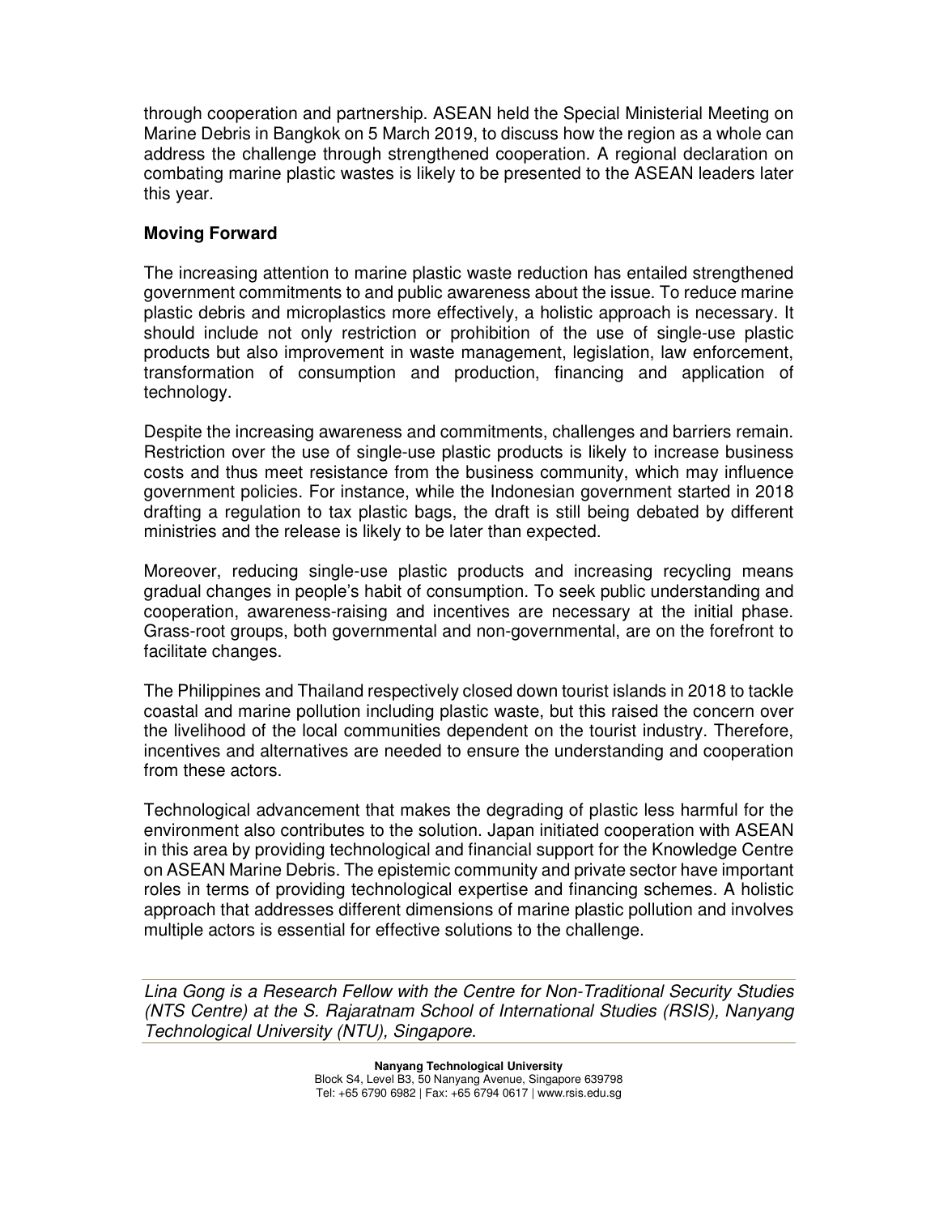through cooperation and partnership. ASEAN held the Special Ministerial Meeting on Marine Debris in Bangkok on 5 March 2019, to discuss how the region as a whole can address the challenge through strengthened cooperation. A regional declaration on combating marine plastic wastes is likely to be presented to the ASEAN leaders later this year.

## Moving Forward

The increasing attention to marine plastic waste reduction has entailed strengthened government commitments to and public awareness about the issue. To reduce marine plastic debris and microplastics more effectively, a holistic approach is necessary. It should include not only restriction or prohibition of the use of single-use plastic products but also improvement in waste management, legislation, law enforcement, transformation of consumption and production, financing and application of technology.

Despite the increasing awareness and commitments, challenges and barriers remain. Restriction over the use of single-use plastic products is likely to increase business costs and thus meet resistance from the business community, which may influence government policies. For instance, while the Indonesian government started in 2018 drafting a regulation to tax plastic bags, the draft is still being debated by different ministries and the release is likely to be later than expected.

Moreover, reducing single-use plastic products and increasing recycling means gradual changes in people's habit of consumption. To seek public understanding and cooperation, awareness-raising and incentives are necessary at the initial phase. Grass-root groups, both governmental and non-governmental, are on the forefront to facilitate changes.

The Philippines and Thailand respectively closed down tourist islands in 2018 to tackle coastal and marine pollution including plastic waste, but this raised the concern over the livelihood of the local communities dependent on the tourist industry. Therefore, incentives and alternatives are needed to ensure the understanding and cooperation from these actors.

Technological advancement that makes the degrading of plastic less harmful for the environment also contributes to the solution. Japan initiated cooperation with ASEAN in this area by providing technological and financial support for the Knowledge Centre on ASEAN Marine Debris. The epistemic community and private sector have important roles in terms of providing technological expertise and financing schemes. A holistic approach that addresses different dimensions of marine plastic pollution and involves multiple actors is essential for effective solutions to the challenge.

*Lina Gong is a Research Fellow with the Centre for Non-Traditional Security Studies (NTS Centre) at the S. Rajaratnam School of International Studies (RSIS), Nanyang Technological University (NTU), Singapore.*

**Nanyang Technological University**
Block S4, Level B3, 50 Nanyang Avenue, Singapore 639798
Tel: +65 6790 6982 | Fax: +65 6794 0617 | www.rsis.edu.sg